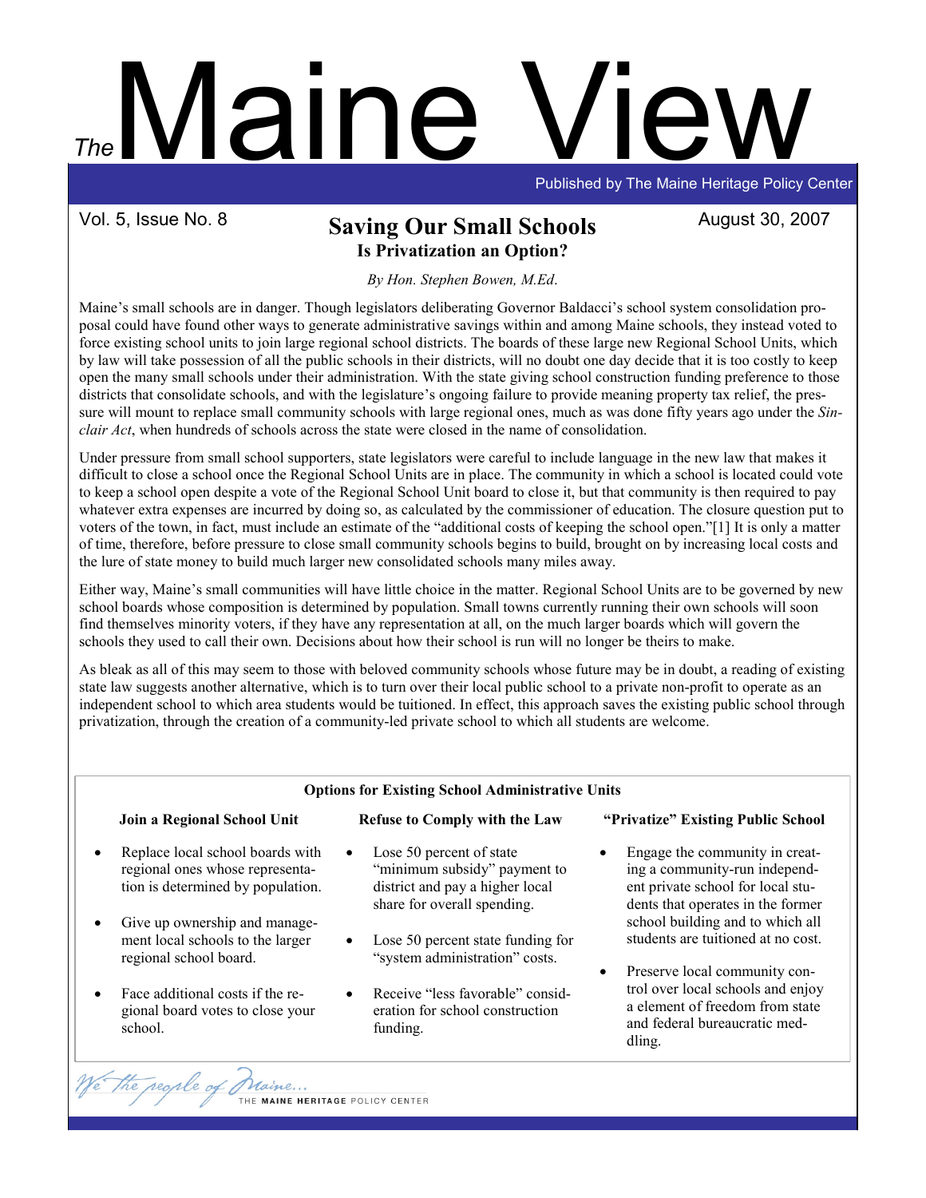# The Maine View

Published by The Maine Heritage Policy Center

Vol. 5, Issue No. 8 — August 30, 2007

## Saving Our Small Schools

### Is Privatization an Option?

*By Hon. Stephen Bowen, M.Ed.*

Maine's small schools are in danger. Though legislators deliberating Governor Baldacci's school system consolidation proposal could have found other ways to generate administrative savings within and among Maine schools, they instead voted to force existing school units to join large regional school districts. The boards of these large new Regional School Units, which by law will take possession of all the public schools in their districts, will no doubt one day decide that it is too costly to keep open the many small schools under their administration. With the state giving school construction funding preference to those districts that consolidate schools, and with the legislature's ongoing failure to provide meaning property tax relief, the pressure will mount to replace small community schools with large regional ones, much as was done fifty years ago under the *Sinclair Act*, when hundreds of schools across the state were closed in the name of consolidation.

Under pressure from small school supporters, state legislators were careful to include language in the new law that makes it difficult to close a school once the Regional School Units are in place. The community in which a school is located could vote to keep a school open despite a vote of the Regional School Unit board to close it, but that community is then required to pay whatever extra expenses are incurred by doing so, as calculated by the commissioner of education. The closure question put to voters of the town, in fact, must include an estimate of the "additional costs of keeping the school open."[1] It is only a matter of time, therefore, before pressure to close small community schools begins to build, brought on by increasing local costs and the lure of state money to build much larger new consolidated schools many miles away.

Either way, Maine's small communities will have little choice in the matter. Regional School Units are to be governed by new school boards whose composition is determined by population. Small towns currently running their own schools will soon find themselves minority voters, if they have any representation at all, on the much larger boards which will govern the schools they used to call their own. Decisions about how their school is run will no longer be theirs to make.

As bleak as all of this may seem to those with beloved community schools whose future may be in doubt, a reading of existing state law suggests another alternative, which is to turn over their local public school to a private non-profit to operate as an independent school to which area students would be tuitioned. In effect, this approach saves the existing public school through privatization, through the creation of a community-led private school to which all students are welcome.

**Options for Existing School Administrative Units**

| Join a Regional School Unit | Refuse to Comply with the Law | "Privatize" Existing Public School |
|---|---|---|
| • Replace local school boards with regional ones whose representation is determined by population.<br>• Give up ownership and management local schools to the larger regional school board.<br>• Face additional costs if the regional board votes to close your school. | • Lose 50 percent of state "minimum subsidy" payment to district and pay a higher local share for overall spending.<br>• Lose 50 percent state funding for "system administration" costs.<br>• Receive "less favorable" consideration for school construction funding. | • Engage the community in creating a community-run independent private school for local students that operates in the former school building and to which all students are tuitioned at no cost.<br>• Preserve local community control over local schools and enjoy a element of freedom from state and federal bureaucratic meddling. |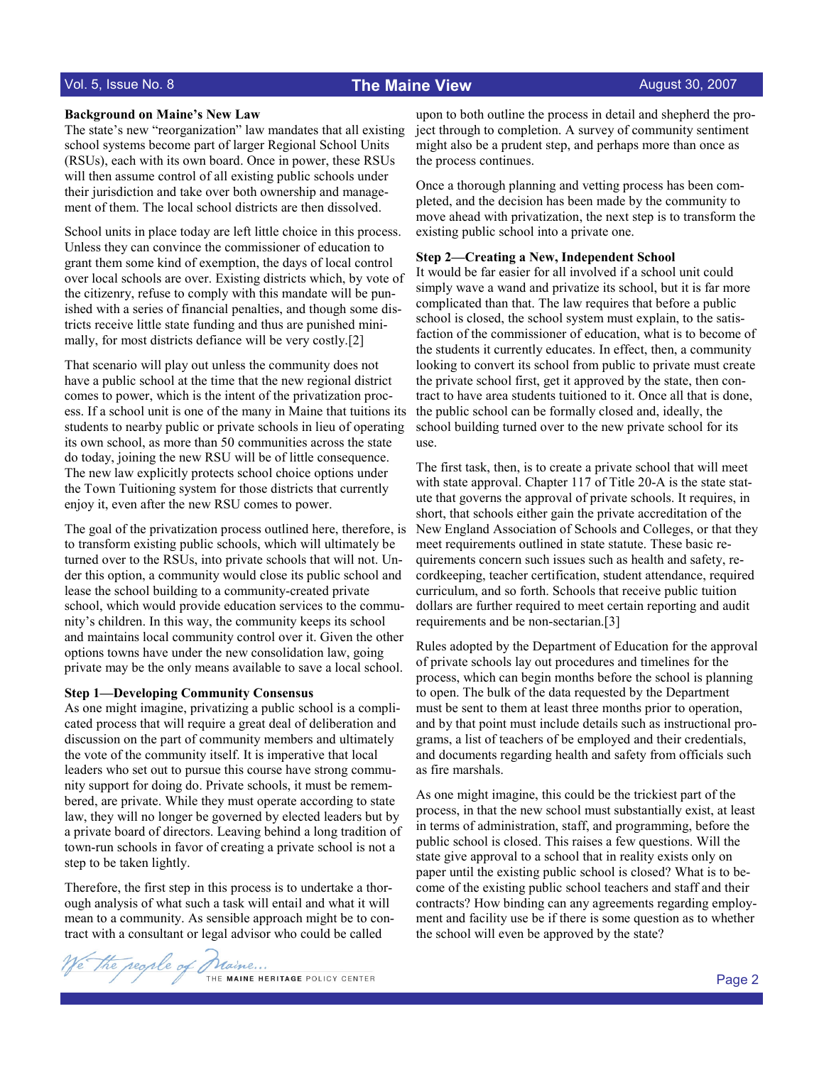**Background on Maine's New Law**

The state's new "reorganization" law mandates that all existing school systems become part of larger Regional School Units (RSUs), each with its own board. Once in power, these RSUs will then assume control of all existing public schools under their jurisdiction and take over both ownership and management of them. The local school districts are then dissolved.

School units in place today are left little choice in this process. Unless they can convince the commissioner of education to grant them some kind of exemption, the days of local control over local schools are over. Existing districts which, by vote of the citizenry, refuse to comply with this mandate will be punished with a series of financial penalties, and though some districts receive little state funding and thus are punished minimally, for most districts defiance will be very costly.[2]

That scenario will play out unless the community does not have a public school at the time that the new regional district comes to power, which is the intent of the privatization process. If a school unit is one of the many in Maine that tuitions its students to nearby public or private schools in lieu of operating its own school, as more than 50 communities across the state do today, joining the new RSU will be of little consequence. The new law explicitly protects school choice options under the Town Tuitioning system for those districts that currently enjoy it, even after the new RSU comes to power.

The goal of the privatization process outlined here, therefore, is to transform existing public schools, which will ultimately be turned over to the RSUs, into private schools that will not. Under this option, a community would close its public school and lease the school building to a community-created private school, which would provide education services to the community's children. In this way, the community keeps its school and maintains local community control over it. Given the other options towns have under the new consolidation law, going private may be the only means available to save a local school.

**Step 1—Developing Community Consensus**

As one might imagine, privatizing a public school is a complicated process that will require a great deal of deliberation and discussion on the part of community members and ultimately the vote of the community itself. It is imperative that local leaders who set out to pursue this course have strong community support for doing do. Private schools, it must be remembered, are private. While they must operate according to state law, they will no longer be governed by elected leaders but by a private board of directors. Leaving behind a long tradition of town-run schools in favor of creating a private school is not a step to be taken lightly.

Therefore, the first step in this process is to undertake a thorough analysis of what such a task will entail and what it will mean to a community. As sensible approach might be to contract with a consultant or legal advisor who could be called upon to both outline the process in detail and shepherd the project through to completion. A survey of community sentiment might also be a prudent step, and perhaps more than once as the process continues.

Once a thorough planning and vetting process has been completed, and the decision has been made by the community to move ahead with privatization, the next step is to transform the existing public school into a private one.

**Step 2—Creating a New, Independent School**

It would be far easier for all involved if a school unit could simply wave a wand and privatize its school, but it is far more complicated than that. The law requires that before a public school is closed, the school system must explain, to the satisfaction of the commissioner of education, what is to become of the students it currently educates. In effect, then, a community looking to convert its school from public to private must create the private school first, get it approved by the state, then contract to have area students tuitioned to it. Once all that is done, the public school can be formally closed and, ideally, the school building turned over to the new private school for its use.

The first task, then, is to create a private school that will meet with state approval. Chapter 117 of Title 20-A is the state statute that governs the approval of private schools. It requires, in short, that schools either gain the private accreditation of the New England Association of Schools and Colleges, or that they meet requirements outlined in state statute. These basic requirements concern such issues such as health and safety, recordkeeping, teacher certification, student attendance, required curriculum, and so forth. Schools that receive public tuition dollars are further required to meet certain reporting and audit requirements and be non-sectarian.[3]

Rules adopted by the Department of Education for the approval of private schools lay out procedures and timelines for the process, which can begin months before the school is planning to open. The bulk of the data requested by the Department must be sent to them at least three months prior to operation, and by that point must include details such as instructional programs, a list of teachers of be employed and their credentials, and documents regarding health and safety from officials such as fire marshals.

As one might imagine, this could be the trickiest part of the process, in that the new school must substantially exist, at least in terms of administration, staff, and programming, before the public school is closed. This raises a few questions. Will the state give approval to a school that in reality exists only on paper until the existing public school is closed? What is to become of the existing public school teachers and staff and their contracts? How binding can any agreements regarding employment and facility use be if there is some question as to whether the school will even be approved by the state?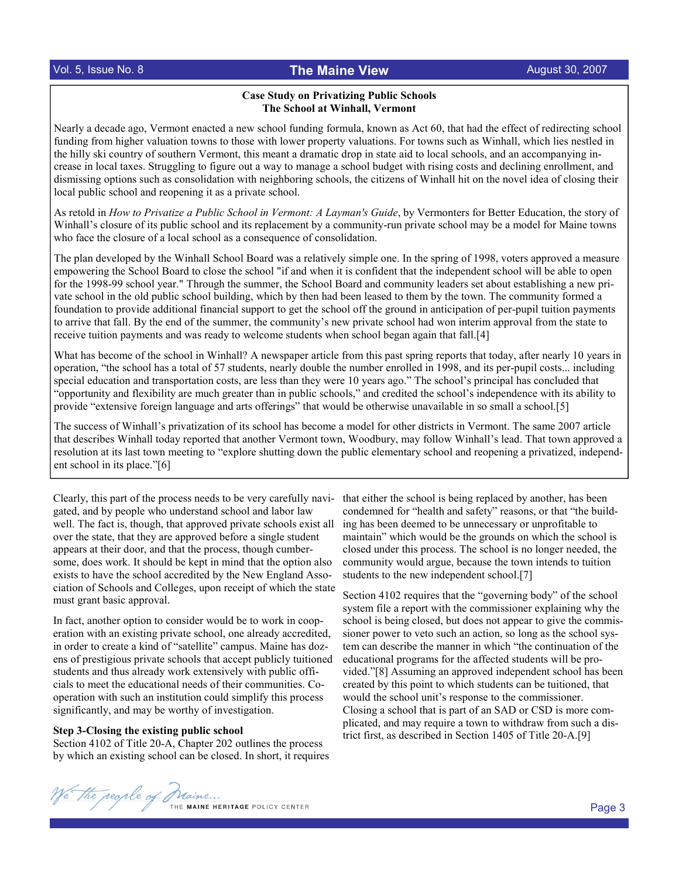**Case Study on Privatizing Public Schools**
**The School at Winhall, Vermont**

Nearly a decade ago, Vermont enacted a new school funding formula, known as Act 60, that had the effect of redirecting school funding from higher valuation towns to those with lower property valuations. For towns such as Winhall, which lies nestled in the hilly ski country of southern Vermont, this meant a dramatic drop in state aid to local schools, and an accompanying increase in local taxes. Struggling to figure out a way to manage a school budget with rising costs and declining enrollment, and dismissing options such as consolidation with neighboring schools, the citizens of Winhall hit on the novel idea of closing their local public school and reopening it as a private school.

As retold in *How to Privatize a Public School in Vermont: A Layman's Guide*, by Vermonters for Better Education, the story of Winhall's closure of its public school and its replacement by a community-run private school may be a model for Maine towns who face the closure of a local school as a consequence of consolidation.

The plan developed by the Winhall School Board was a relatively simple one. In the spring of 1998, voters approved a measure empowering the School Board to close the school "if and when it is confident that the independent school will be able to open for the 1998-99 school year." Through the summer, the School Board and community leaders set about establishing a new private school in the old public school building, which by then had been leased to them by the town. The community formed a foundation to provide additional financial support to get the school off the ground in anticipation of per-pupil tuition payments to arrive that fall. By the end of the summer, the community's new private school had won interim approval from the state to receive tuition payments and was ready to welcome students when school began again that fall.[4]

What has become of the school in Winhall? A newspaper article from this past spring reports that today, after nearly 10 years in operation, "the school has a total of 57 students, nearly double the number enrolled in 1998, and its per-pupil costs... including special education and transportation costs, are less than they were 10 years ago." The school's principal has concluded that "opportunity and flexibility are much greater than in public schools," and credited the school's independence with its ability to provide "extensive foreign language and arts offerings" that would be otherwise unavailable in so small a school.[5]

The success of Winhall's privatization of its school has become a model for other districts in Vermont. The same 2007 article that describes Winhall today reported that another Vermont town, Woodbury, may follow Winhall's lead. That town approved a resolution at its last town meeting to "explore shutting down the public elementary school and reopening a privatized, independent school in its place."[6]

Clearly, this part of the process needs to be very carefully navigated, and by people who understand school and labor law well. The fact is, though, that approved private schools exist all over the state, that they are approved before a single student appears at their door, and that the process, though cumbersome, does work. It should be kept in mind that the option also exists to have the school accredited by the New England Association of Schools and Colleges, upon receipt of which the state must grant basic approval.

In fact, another option to consider would be to work in cooperation with an existing private school, one already accredited, in order to create a kind of "satellite" campus. Maine has dozens of prestigious private schools that accept publicly tuitioned students and thus already work extensively with public officials to meet the educational needs of their communities. Cooperation with such an institution could simplify this process significantly, and may be worthy of investigation.

### Step 3-Closing the existing public school

Section 4102 of Title 20-A, Chapter 202 outlines the process by which an existing school can be closed. In short, it requires that either the school is being replaced by another, has been condemned for "health and safety" reasons, or that "the building has been deemed to be unnecessary or unprofitable to maintain" which would be the grounds on which the school is closed under this process. The school is no longer needed, the community would argue, because the town intends to tuition students to the new independent school.[7]

Section 4102 requires that the "governing body" of the school system file a report with the commissioner explaining why the school is being closed, but does not appear to give the commissioner power to veto such an action, so long as the school system can describe the manner in which "the continuation of the educational programs for the affected students will be provided."[8] Assuming an approved independent school has been created by this point to which students can be tuitioned, that would the school unit's response to the commissioner. Closing a school that is part of an SAD or CSD is more complicated, and may require a town to withdraw from such a district first, as described in Section 1405 of Title 20-A.[9]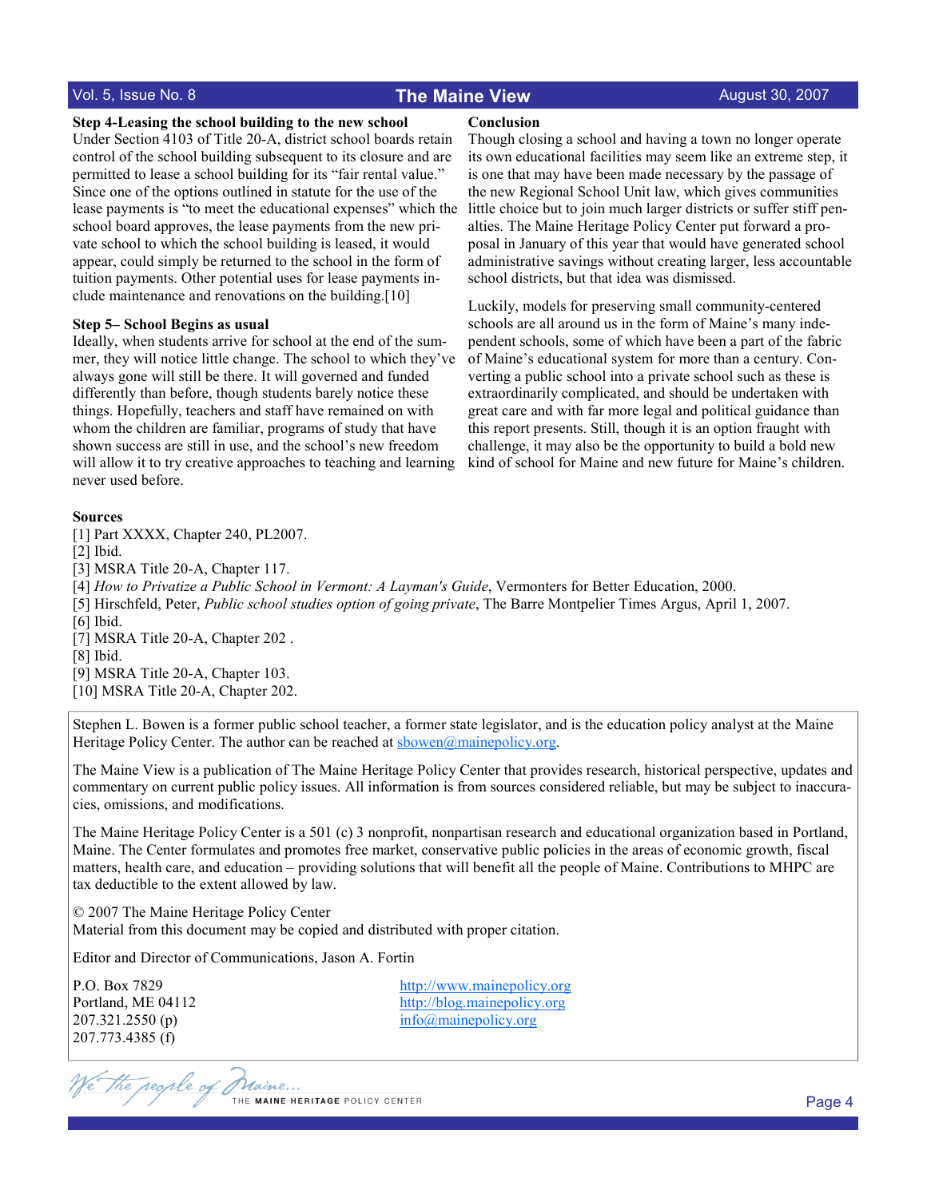**Step 4-Leasing the school building to the new school**

Under Section 4103 of Title 20-A, district school boards retain control of the school building subsequent to its closure and are permitted to lease a school building for its "fair rental value." Since one of the options outlined in statute for the use of the lease payments is "to meet the educational expenses" which the school board approves, the lease payments from the new private school to which the school building is leased, it would appear, could simply be returned to the school in the form of tuition payments. Other potential uses for lease payments include maintenance and renovations on the building.[10]

**Step 5– School Begins as usual**

Ideally, when students arrive for school at the end of the summer, they will notice little change. The school to which they've always gone will still be there. It will governed and funded differently than before, though students barely notice these things. Hopefully, teachers and staff have remained on with whom the children are familiar, programs of study that have shown success are still in use, and the school's new freedom will allow it to try creative approaches to teaching and learning never used before.

**Conclusion**

Though closing a school and having a town no longer operate its own educational facilities may seem like an extreme step, it is one that may have been made necessary by the passage of the new Regional School Unit law, which gives communities little choice but to join much larger districts or suffer stiff penalties. The Maine Heritage Policy Center put forward a proposal in January of this year that would have generated school administrative savings without creating larger, less accountable school districts, but that idea was dismissed.

Luckily, models for preserving small community-centered schools are all around us in the form of Maine's many independent schools, some of which have been a part of the fabric of Maine's educational system for more than a century. Converting a public school into a private school such as these is extraordinarily complicated, and should be undertaken with great care and with far more legal and political guidance than this report presents. Still, though it is an option fraught with challenge, it may also be the opportunity to build a bold new kind of school for Maine and new future for Maine's children.

**Sources**

[1] Part XXXX, Chapter 240, PL2007.
[2] Ibid.
[3] MSRA Title 20-A, Chapter 117.
[4] *How to Privatize a Public School in Vermont: A Layman's Guide*, Vermonters for Better Education, 2000.
[5] Hirschfeld, Peter, *Public school studies option of going private*, The Barre Montpelier Times Argus, April 1, 2007.
[6] Ibid.
[7] MSRA Title 20-A, Chapter 202 .
[8] Ibid.
[9] MSRA Title 20-A, Chapter 103.
[10] MSRA Title 20-A, Chapter 202.

---

Stephen L. Bowen is a former public school teacher, a former state legislator, and is the education policy analyst at the Maine Heritage Policy Center. The author can be reached at sbowen@mainepolicy.org.

The Maine View is a publication of The Maine Heritage Policy Center that provides research, historical perspective, updates and commentary on current public policy issues. All information is from sources considered reliable, but may be subject to inaccuracies, omissions, and modifications.

The Maine Heritage Policy Center is a 501 (c) 3 nonprofit, nonpartisan research and educational organization based in Portland, Maine. The Center formulates and promotes free market, conservative public policies in the areas of economic growth, fiscal matters, health care, and education – providing solutions that will benefit all the people of Maine. Contributions to MHPC are tax deductible to the extent allowed by law.

© 2007 The Maine Heritage Policy Center
Material from this document may be copied and distributed with proper citation.

Editor and Director of Communications, Jason A. Fortin

P.O. Box 7829
Portland, ME 04112
207.321.2550 (p)
207.773.4385 (f)

http://www.mainepolicy.org
http://blog.mainepolicy.org
info@mainepolicy.org

We the people of Maine... THE MAINE HERITAGE POLICY CENTER